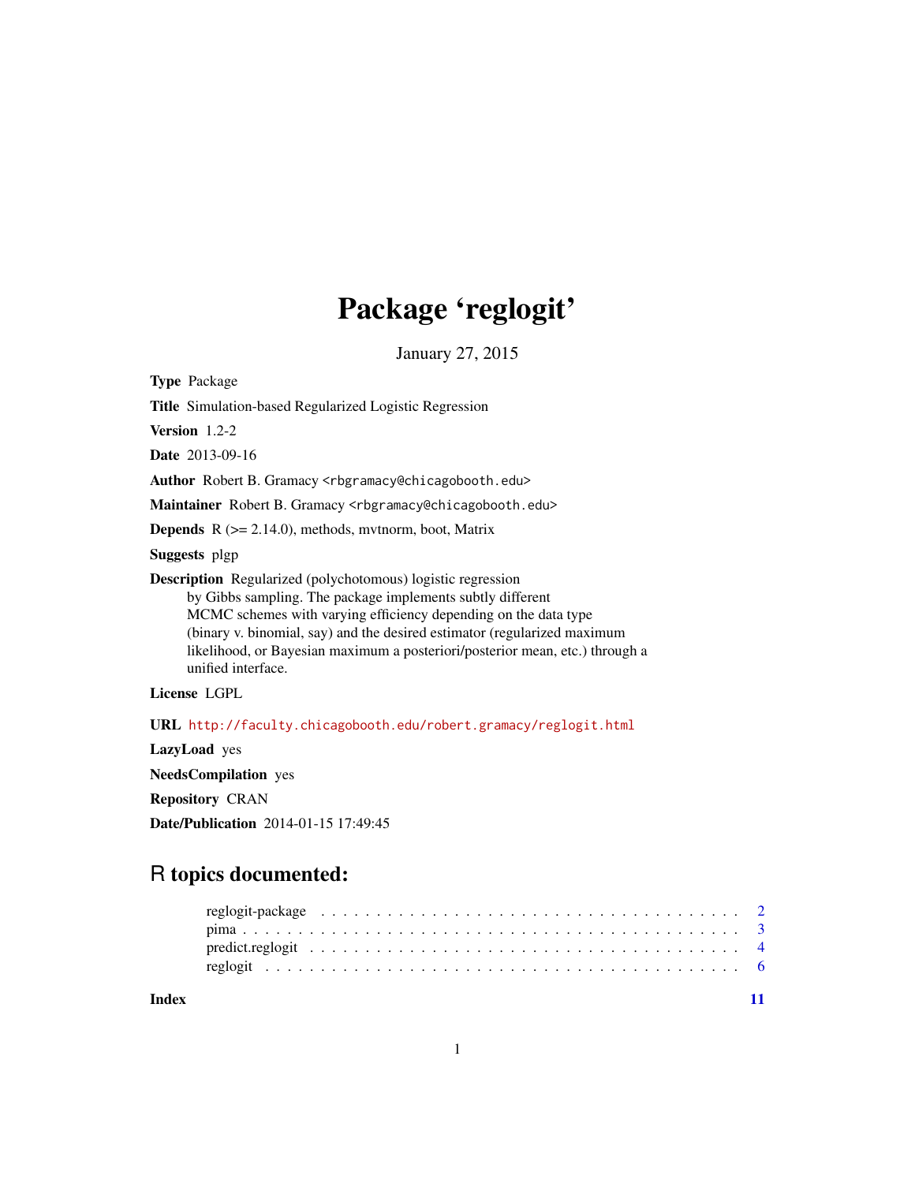# Package 'reglogit'

January 27, 2015

**Type** Package

**Title** Simulation-based Regularized Logistic Regression

**Version** 1.2-2

**Date** 2013-09-16

**Author** Robert B. Gramacy <rbgramacy@chicagobooth.edu>

**Maintainer** Robert B. Gramacy <rbgramacy@chicagobooth.edu>

**Depends** R (>= 2.14.0), methods, mvtnorm, boot, Matrix

**Suggests** plgp

**Description** Regularized (polychotomous) logistic regression by Gibbs sampling. The package implements subtly different MCMC schemes with varying efficiency depending on the data type (binary v. binomial, say) and the desired estimator (regularized maximum likelihood, or Bayesian maximum a posteriori/posterior mean, etc.) through a unified interface.

**License** LGPL

**URL** http://faculty.chicagobooth.edu/robert.gramacy/reglogit.html

**LazyLoad** yes

**NeedsCompilation** yes

**Repository** CRAN

**Date/Publication** 2014-01-15 17:49:45

## R topics documented:

- reglogit-package . . . . . . . . . . 2
- pima . . . . . . . . . . 3
- predict.reglogit . . . . . . . . . . 4
- reglogit . . . . . . . . . . 6

**Index** 11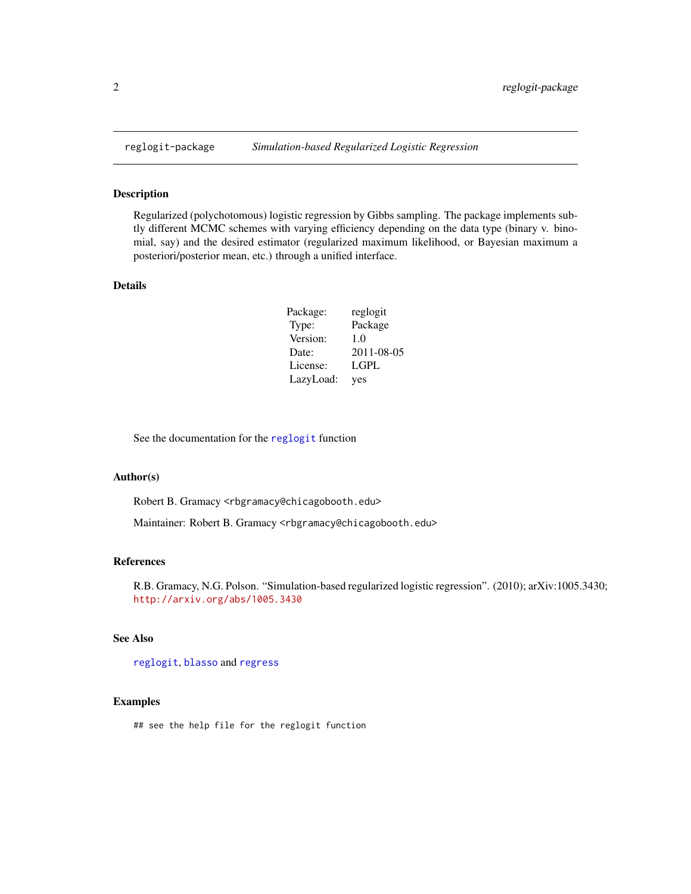reglogit-package *Simulation-based Regularized Logistic Regression*

## Description

Regularized (polychotomous) logistic regression by Gibbs sampling. The package implements subtly different MCMC schemes with varying efficiency depending on the data type (binary v. binomial, say) and the desired estimator (regularized maximum likelihood, or Bayesian maximum a posteriori/posterior mean, etc.) through a unified interface.

## Details

| | |
|---|---|
| Package: | reglogit |
| Type: | Package |
| Version: | 1.0 |
| Date: | 2011-08-05 |
| License: | LGPL |
| LazyLoad: | yes |

See the documentation for the `reglogit` function

## Author(s)

Robert B. Gramacy <rbgramacy@chicagobooth.edu>

Maintainer: Robert B. Gramacy <rbgramacy@chicagobooth.edu>

## References

R.B. Gramacy, N.G. Polson. "Simulation-based regularized logistic regression". (2010); arXiv:1005.3430; http://arxiv.org/abs/1005.3430

## See Also

`reglogit`, `blasso` and `regress`

## Examples

```
## see the help file for the reglogit function
```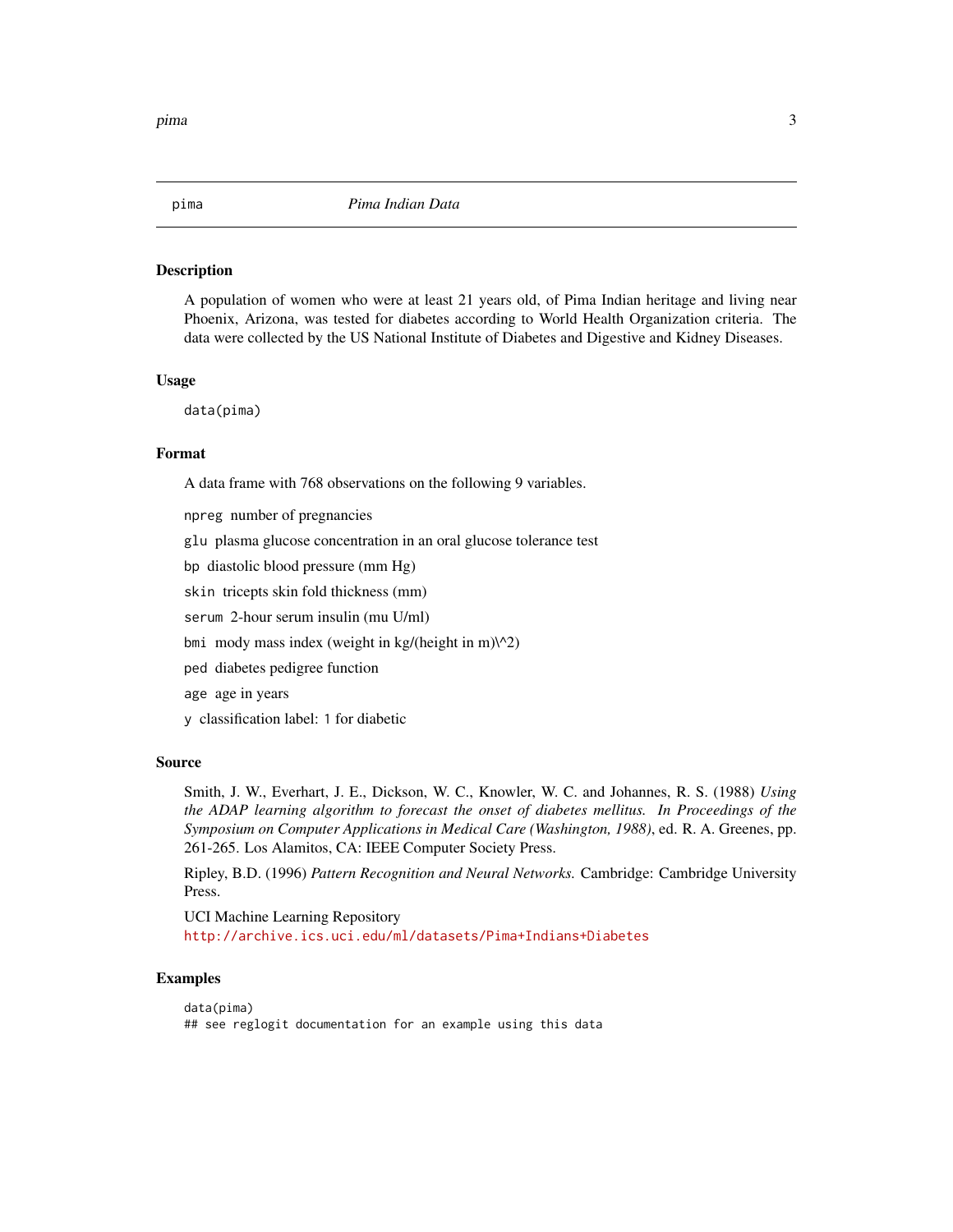## pima — *Pima Indian Data*

### Description

A population of women who were at least 21 years old, of Pima Indian heritage and living near Phoenix, Arizona, was tested for diabetes according to World Health Organization criteria. The data were collected by the US National Institute of Diabetes and Digestive and Kidney Diseases.

### Usage

```
data(pima)
```

### Format

A data frame with 768 observations on the following 9 variables.

- `npreg` number of pregnancies
- `glu` plasma glucose concentration in an oral glucose tolerance test
- `bp` diastolic blood pressure (mm Hg)
- `skin` tricepts skin fold thickness (mm)
- `serum` 2-hour serum insulin (mu U/ml)
- `bmi` mody mass index (weight in kg/(height in m)\^2)
- `ped` diabetes pedigree function
- `age` age in years
- `y` classification label: `1` for diabetic

### Source

Smith, J. W., Everhart, J. E., Dickson, W. C., Knowler, W. C. and Johannes, R. S. (1988) *Using the ADAP learning algorithm to forecast the onset of diabetes mellitus. In Proceedings of the Symposium on Computer Applications in Medical Care (Washington, 1988)*, ed. R. A. Greenes, pp. 261-265. Los Alamitos, CA: IEEE Computer Society Press.

Ripley, B.D. (1996) *Pattern Recognition and Neural Networks.* Cambridge: Cambridge University Press.

UCI Machine Learning Repository
http://archive.ics.uci.edu/ml/datasets/Pima+Indians+Diabetes

### Examples

```
data(pima)
## see reglogit documentation for an example using this data
```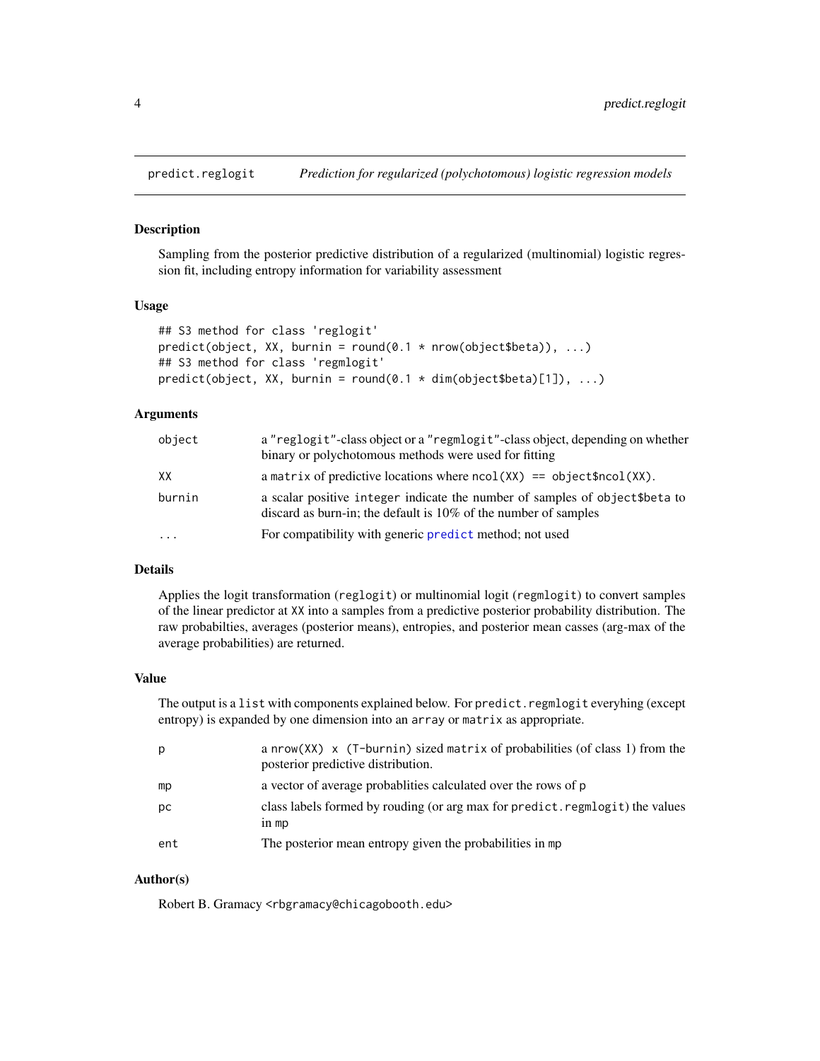predict.reglogit — *Prediction for regularized (polychotomous) logistic regression models*

### Description

Sampling from the posterior predictive distribution of a regularized (multinomial) logistic regression fit, including entropy information for variability assessment

### Usage

```
## S3 method for class 'reglogit'
predict(object, XX, burnin = round(0.1 * nrow(object$beta)), ...)
## S3 method for class 'regmlogit'
predict(object, XX, burnin = round(0.1 * dim(object$beta)[1]), ...)
```

### Arguments

| | |
|---|---|
| `object` | a `"reglogit"`-class object or a `"regmlogit"`-class object, depending on whether binary or polychotomous methods were used for fitting |
| `XX` | a `matrix` of predictive locations where `ncol(XX) == object$ncol(XX)`. |
| `burnin` | a scalar positive `integer` indicate the number of samples of `object$beta` to discard as burn-in; the default is 10% of the number of samples |
| `...` | For compatibility with generic `predict` method; not used |

### Details

Applies the logit transformation (`reglogit`) or multinomial logit (`regmlogit`) to convert samples of the linear predictor at `XX` into a samples from a predictive posterior probability distribution. The raw probabilties, averages (posterior means), entropies, and posterior mean casses (arg-max of the average probabilities) are returned.

### Value

The output is a `list` with components explained below. For `predict.regmlogit` everyhing (except entropy) is expanded by one dimension into an `array` or `matrix` as appropriate.

| | |
|---|---|
| `p` | a `nrow(XX) x (T-burnin)` sized `matrix` of probabilities (of class 1) from the posterior predictive distribution. |
| `mp` | a vector of average probablities calculated over the rows of `p` |
| `pc` | class labels formed by rouding (or arg max for `predict.regmlogit`) the values in `mp` |
| `ent` | The posterior mean entropy given the probabilities in `mp` |

### Author(s)

Robert B. Gramacy <rbgramacy@chicagobooth.edu>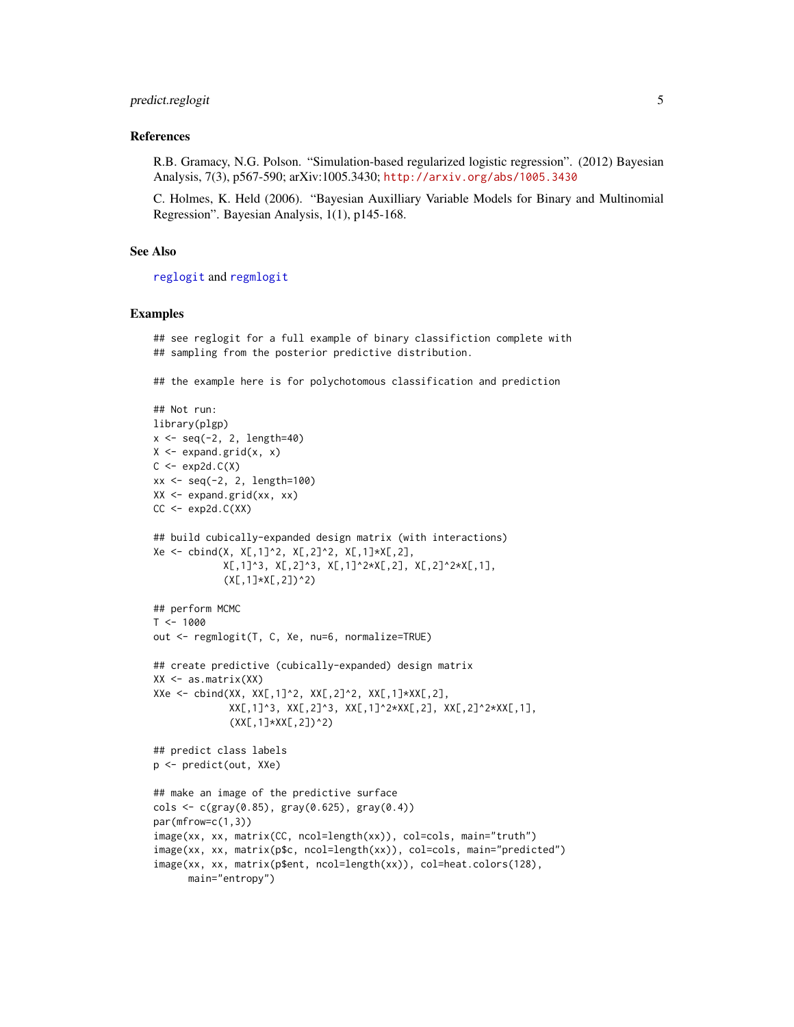## References

R.B. Gramacy, N.G. Polson. "Simulation-based regularized logistic regression". (2012) Bayesian Analysis, 7(3), p567-590; arXiv:1005.3430; http://arxiv.org/abs/1005.3430

C. Holmes, K. Held (2006). "Bayesian Auxilliary Variable Models for Binary and Multinomial Regression". Bayesian Analysis, 1(1), p145-168.

## See Also

reglogit and regmlogit

## Examples

```
## see reglogit for a full example of binary classifiction complete with
## sampling from the posterior predictive distribution.

## the example here is for polychotomous classification and prediction

## Not run:
library(plgp)
x <- seq(-2, 2, length=40)
X <- expand.grid(x, x)
C <- exp2d.C(X)
xx <- seq(-2, 2, length=100)
XX <- expand.grid(xx, xx)
CC <- exp2d.C(XX)

## build cubically-expanded design matrix (with interactions)
Xe <- cbind(X, X[,1]^2, X[,2]^2, X[,1]*X[,2],
            X[,1]^3, X[,2]^3, X[,1]^2*X[,2], X[,2]^2*X[,1],
            (X[,1]*X[,2])^2)

## perform MCMC
T <- 1000
out <- regmlogit(T, C, Xe, nu=6, normalize=TRUE)

## create predictive (cubically-expanded) design matrix
XX <- as.matrix(XX)
XXe <- cbind(XX, XX[,1]^2, XX[,2]^2, XX[,1]*XX[,2],
             XX[,1]^3, XX[,2]^3, XX[,1]^2*XX[,2], XX[,2]^2*XX[,1],
             (XX[,1]*XX[,2])^2)

## predict class labels
p <- predict(out, XXe)

## make an image of the predictive surface
cols <- c(gray(0.85), gray(0.625), gray(0.4))
par(mfrow=c(1,3))
image(xx, xx, matrix(CC, ncol=length(xx)), col=cols, main="truth")
image(xx, xx, matrix(p$c, ncol=length(xx)), col=cols, main="predicted")
image(xx, xx, matrix(p$ent, ncol=length(xx)), col=heat.colors(128),
      main="entropy")
```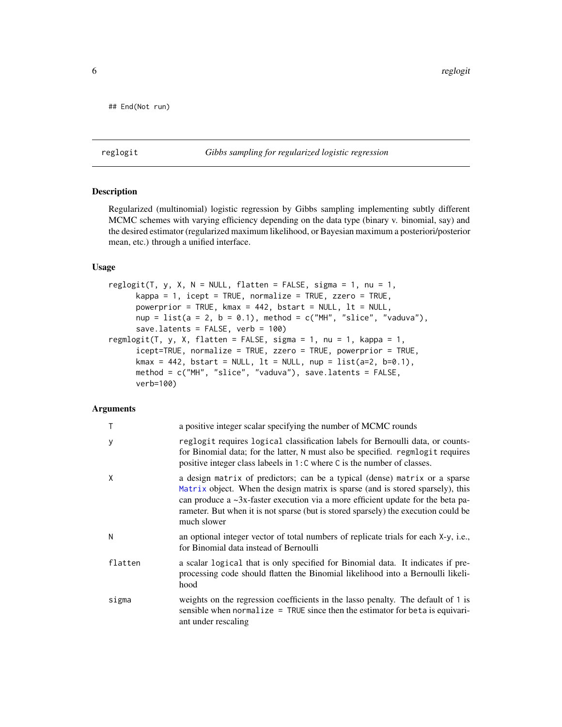```
## End(Not run)
```

---

reglogit *Gibbs sampling for regularized logistic regression*

---

## Description

Regularized (multinomial) logistic regression by Gibbs sampling implementing subtly different MCMC schemes with varying efficiency depending on the data type (binary v. binomial, say) and the desired estimator (regularized maximum likelihood, or Bayesian maximum a posteriori/posterior mean, etc.) through a unified interface.

## Usage

```
reglogit(T, y, X, N = NULL, flatten = FALSE, sigma = 1, nu = 1,
      kappa = 1, icept = TRUE, normalize = TRUE, zzero = TRUE,
      powerprior = TRUE, kmax = 442, bstart = NULL, lt = NULL,
      nup = list(a = 2, b = 0.1), method = c("MH", "slice", "vaduva"),
      save.latents = FALSE, verb = 100)
regmlogit(T, y, X, flatten = FALSE, sigma = 1, nu = 1, kappa = 1,
      icept=TRUE, normalize = TRUE, zzero = TRUE, powerprior = TRUE,
      kmax = 442, bstart = NULL, lt = NULL, nup = list(a=2, b=0.1),
      method = c("MH", "slice", "vaduva"), save.latents = FALSE,
      verb=100)
```

## Arguments

| | |
|---|---|
| `T` | a positive integer scalar specifying the number of MCMC rounds |
| `y` | `reglogit` requires `logical` classification labels for Bernoulli data, or counts-for Binomial data; for the latter, `N` must also be specified. `regmlogit` requires positive integer class labeels in `1:C` where `C` is the number of classes. |
| `X` | a design `matrix` of predictors; can be a typical (dense) `matrix` or a sparse `Matrix` object. When the design matrix is sparse (and is stored sparsely), this can produce a ~3x-faster execution via a more efficient update for the beta parameter. But when it is not sparse (but is stored sparsely) the execution could be much slower |
| `N` | an optional integer vector of total numbers of replicate trials for each `X`-`y`, i.e., for Binomial data instead of Bernoulli |
| `flatten` | a scalar `logical` that is only specified for Binomial data. It indicates if pre-processing code should flatten the Binomial likelihood into a Bernoulli likelihood |
| `sigma` | weights on the regression coefficients in the lasso penalty. The default of `1` is sensible when `normalize = TRUE` since then the estimator for `beta` is equivariant under rescaling |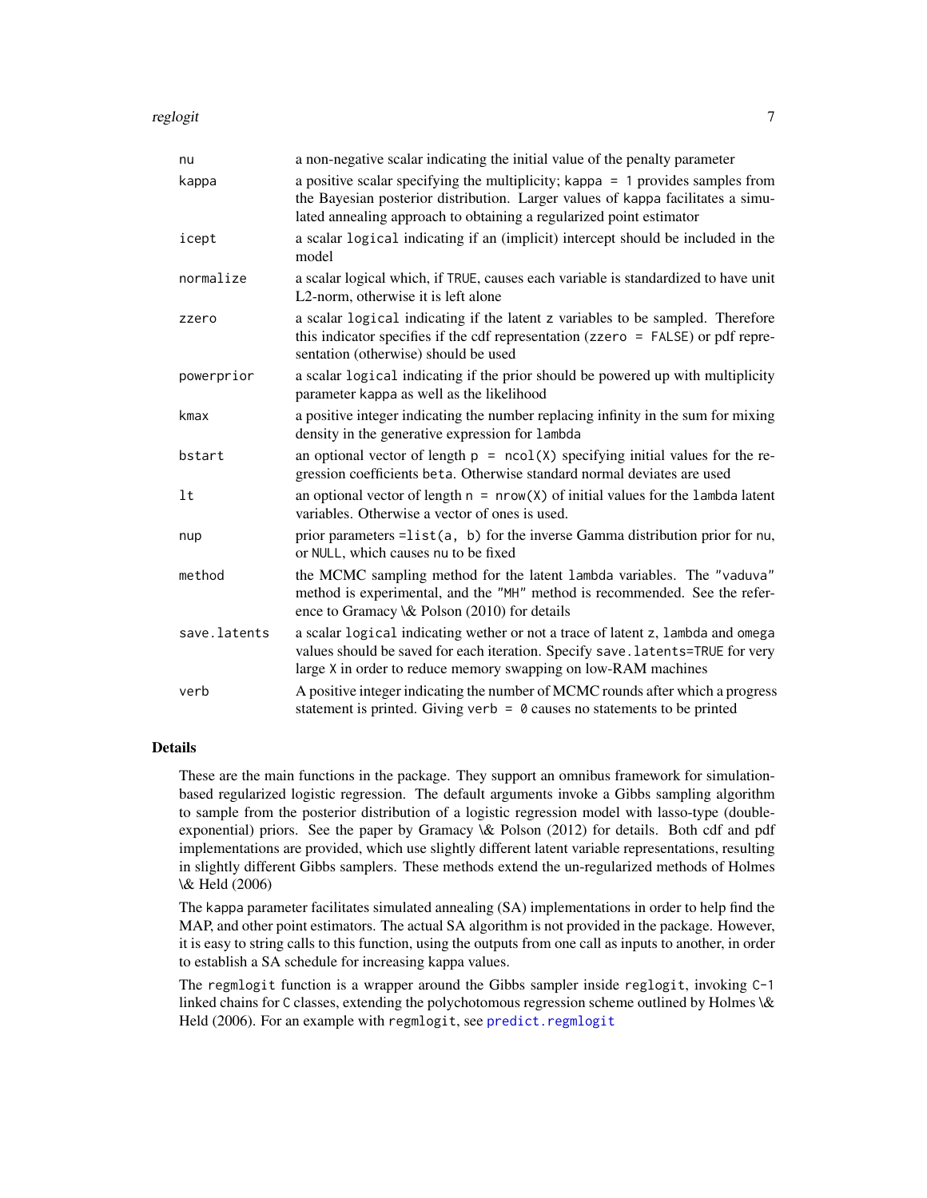| | |
|---|---|
| nu | a non-negative scalar indicating the initial value of the penalty parameter |
| kappa | a positive scalar specifying the multiplicity; `kappa = 1` provides samples from the Bayesian posterior distribution. Larger values of `kappa` facilitates a simulated annealing approach to obtaining a regularized point estimator |
| icept | a scalar `logical` indicating if an (implicit) intercept should be included in the model |
| normalize | a scalar logical which, if `TRUE`, causes each variable is standardized to have unit L2-norm, otherwise it is left alone |
| zzero | a scalar `logical` indicating if the latent `z` variables to be sampled. Therefore this indicator specifies if the cdf representation (`zzero = FALSE`) or pdf representation (otherwise) should be used |
| powerprior | a scalar `logical` indicating if the prior should be powered up with multiplicity parameter `kappa` as well as the likelihood |
| kmax | a positive integer indicating the number replacing infinity in the sum for mixing density in the generative expression for `lambda` |
| bstart | an optional vector of length `p = ncol(X)` specifying initial values for the regression coefficients `beta`. Otherwise standard normal deviates are used |
| lt | an optional vector of length `n = nrow(X)` of initial values for the `lambda` latent variables. Otherwise a vector of ones is used. |
| nup | prior parameters `=list(a, b)` for the inverse Gamma distribution prior for `nu`, or `NULL`, which causes `nu` to be fixed |
| method | the MCMC sampling method for the latent `lambda` variables. The `"vaduva"` method is experimental, and the `"MH"` method is recommended. See the reference to Gramacy \& Polson (2010) for details |
| save.latents | a scalar `logical` indicating wether or not a trace of latent `z`, `lambda` and `omega` values should be saved for each iteration. Specify `save.latents=TRUE` for very large `X` in order to reduce memory swapping on low-RAM machines |
| verb | A positive integer indicating the number of MCMC rounds after which a progress statement is printed. Giving `verb = 0` causes no statements to be printed |

## Details

These are the main functions in the package. They support an omnibus framework for simulation-based regularized logistic regression. The default arguments invoke a Gibbs sampling algorithm to sample from the posterior distribution of a logistic regression model with lasso-type (double-exponential) priors. See the paper by Gramacy \& Polson (2012) for details. Both cdf and pdf implementations are provided, which use slightly different latent variable representations, resulting in slightly different Gibbs samplers. These methods extend the un-regularized methods of Holmes \& Held (2006)

The `kappa` parameter facilitates simulated annealing (SA) implementations in order to help find the MAP, and other point estimators. The actual SA algorithm is not provided in the package. However, it is easy to string calls to this function, using the outputs from one call as inputs to another, in order to establish a SA schedule for increasing kappa values.

The `regmlogit` function is a wrapper around the Gibbs sampler inside `reglogit`, invoking `C-1` linked chains for `C` classes, extending the polychotomous regression scheme outlined by Holmes \& Held (2006). For an example with `regmlogit`, see `predict.regmlogit`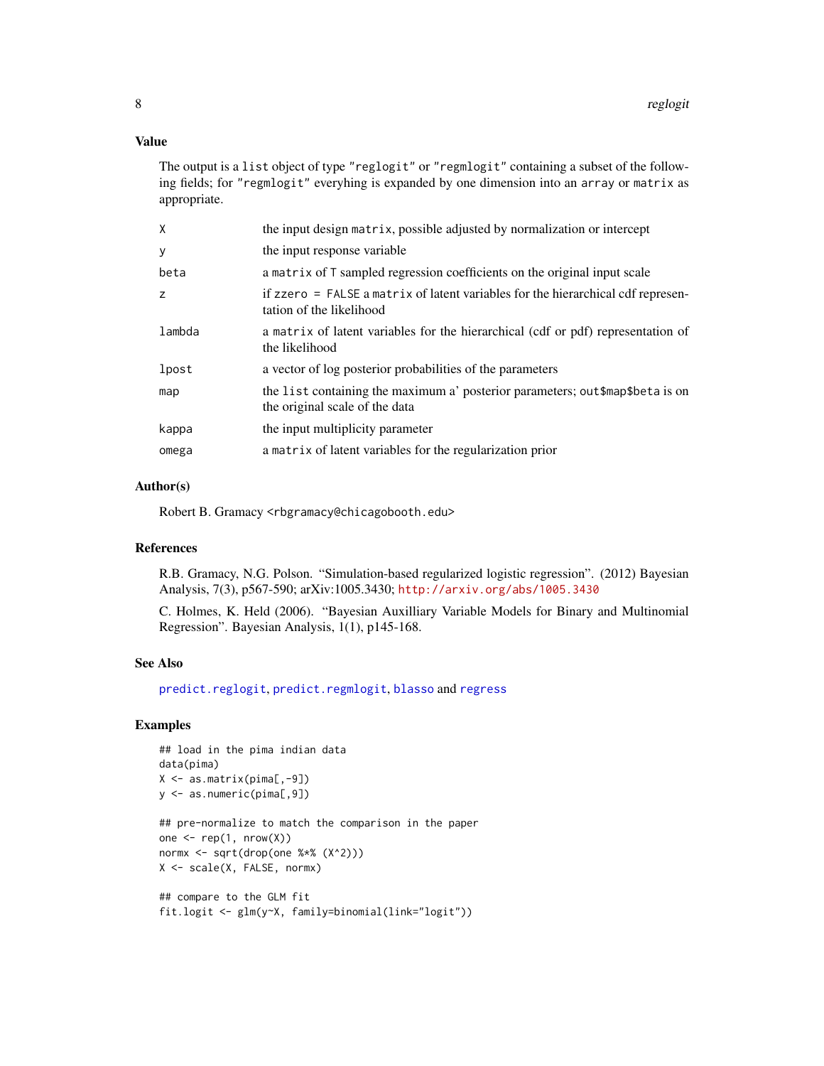## Value

The output is a `list` object of type `"reglogit"` or `"regmlogit"` containing a subset of the following fields; for `"regmlogit"` everyhing is expanded by one dimension into an `array` or `matrix` as appropriate.

| | |
|---|---|
| `X` | the input design `matrix`, possible adjusted by normalization or intercept |
| `y` | the input response variable |
| `beta` | a `matrix` of `T` sampled regression coefficients on the original input scale |
| `z` | if `zzero = FALSE` a `matrix` of latent variables for the hierarchical cdf representation of the likelihood |
| `lambda` | a `matrix` of latent variables for the hierarchical (cdf or pdf) representation of the likelihood |
| `lpost` | a vector of log posterior probabilities of the parameters |
| `map` | the `list` containing the maximum a' posterior parameters; `out$map$beta` is on the original scale of the data |
| `kappa` | the input multiplicity parameter |
| `omega` | a `matrix` of latent variables for the regularization prior |

## Author(s)

Robert B. Gramacy <rbgramacy@chicagobooth.edu>

## References

R.B. Gramacy, N.G. Polson. "Simulation-based regularized logistic regression". (2012) Bayesian Analysis, 7(3), p567-590; arXiv:1005.3430; http://arxiv.org/abs/1005.3430

C. Holmes, K. Held (2006). "Bayesian Auxilliary Variable Models for Binary and Multinomial Regression". Bayesian Analysis, 1(1), p145-168.

## See Also

`predict.reglogit`, `predict.regmlogit`, `blasso` and `regress`

## Examples

```
## load in the pima indian data
data(pima)
X <- as.matrix(pima[,-9])
y <- as.numeric(pima[,9])

## pre-normalize to match the comparison in the paper
one <- rep(1, nrow(X))
normx <- sqrt(drop(one %*% (X^2)))
X <- scale(X, FALSE, normx)

## compare to the GLM fit
fit.logit <- glm(y~X, family=binomial(link="logit"))
```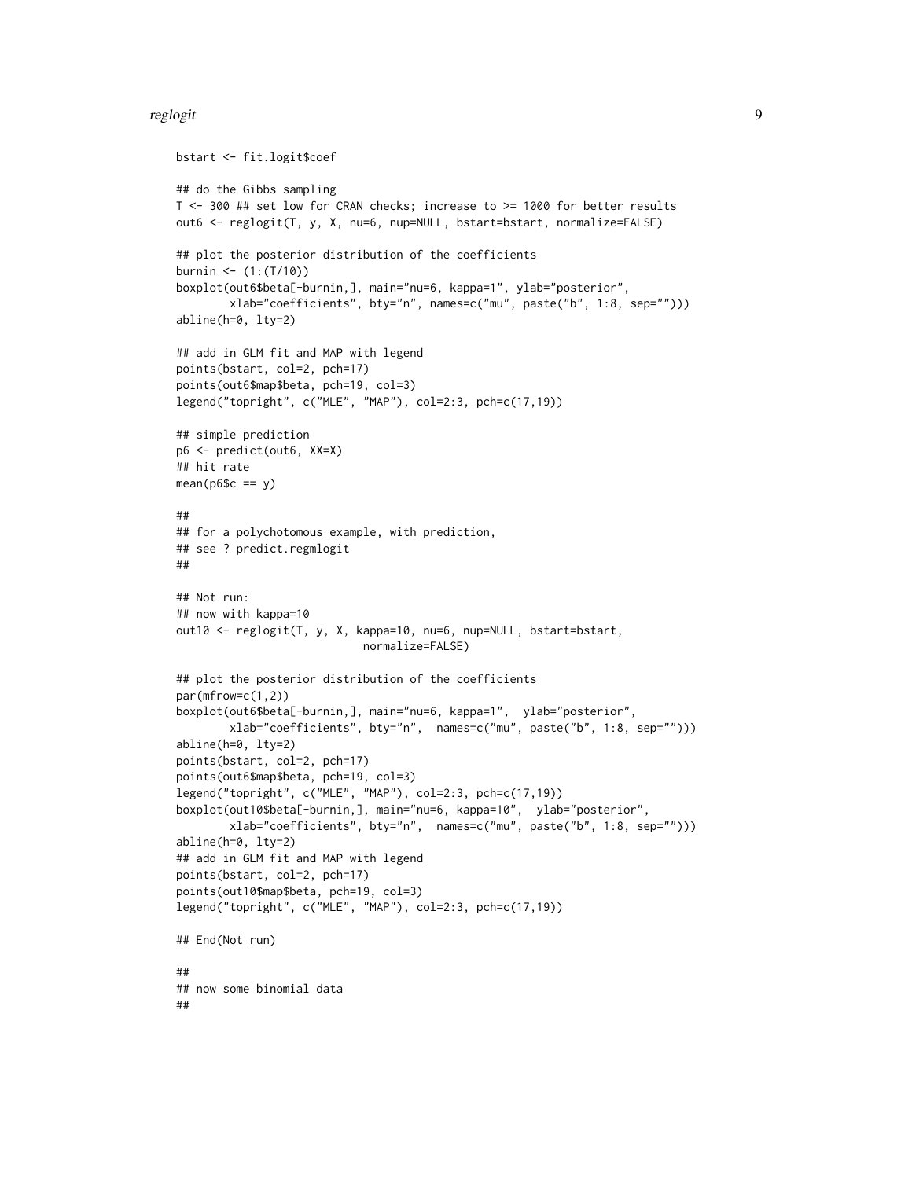```
bstart <- fit.logit$coef

## do the Gibbs sampling
T <- 300 ## set low for CRAN checks; increase to >= 1000 for better results
out6 <- reglogit(T, y, X, nu=6, nup=NULL, bstart=bstart, normalize=FALSE)

## plot the posterior distribution of the coefficients
burnin <- (1:(T/10))
boxplot(out6$beta[-burnin,], main="nu=6, kappa=1", ylab="posterior",
        xlab="coefficients", bty="n", names=c("mu", paste("b", 1:8, sep="")))
abline(h=0, lty=2)

## add in GLM fit and MAP with legend
points(bstart, col=2, pch=17)
points(out6$map$beta, pch=19, col=3)
legend("topright", c("MLE", "MAP"), col=2:3, pch=c(17,19))

## simple prediction
p6 <- predict(out6, XX=X)
## hit rate
mean(p6$c == y)

##
## for a polychotomous example, with prediction,
## see ? predict.regmlogit
##

## Not run:
## now with kappa=10
out10 <- reglogit(T, y, X, kappa=10, nu=6, nup=NULL, bstart=bstart,
                            normalize=FALSE)

## plot the posterior distribution of the coefficients
par(mfrow=c(1,2))
boxplot(out6$beta[-burnin,], main="nu=6, kappa=1",  ylab="posterior",
        xlab="coefficients", bty="n",  names=c("mu", paste("b", 1:8, sep="")))
abline(h=0, lty=2)
points(bstart, col=2, pch=17)
points(out6$map$beta, pch=19, col=3)
legend("topright", c("MLE", "MAP"), col=2:3, pch=c(17,19))
boxplot(out10$beta[-burnin,], main="nu=6, kappa=10",  ylab="posterior",
        xlab="coefficients", bty="n",  names=c("mu", paste("b", 1:8, sep="")))
abline(h=0, lty=2)
## add in GLM fit and MAP with legend
points(bstart, col=2, pch=17)
points(out10$map$beta, pch=19, col=3)
legend("topright", c("MLE", "MAP"), col=2:3, pch=c(17,19))

## End(Not run)

##
## now some binomial data
##
```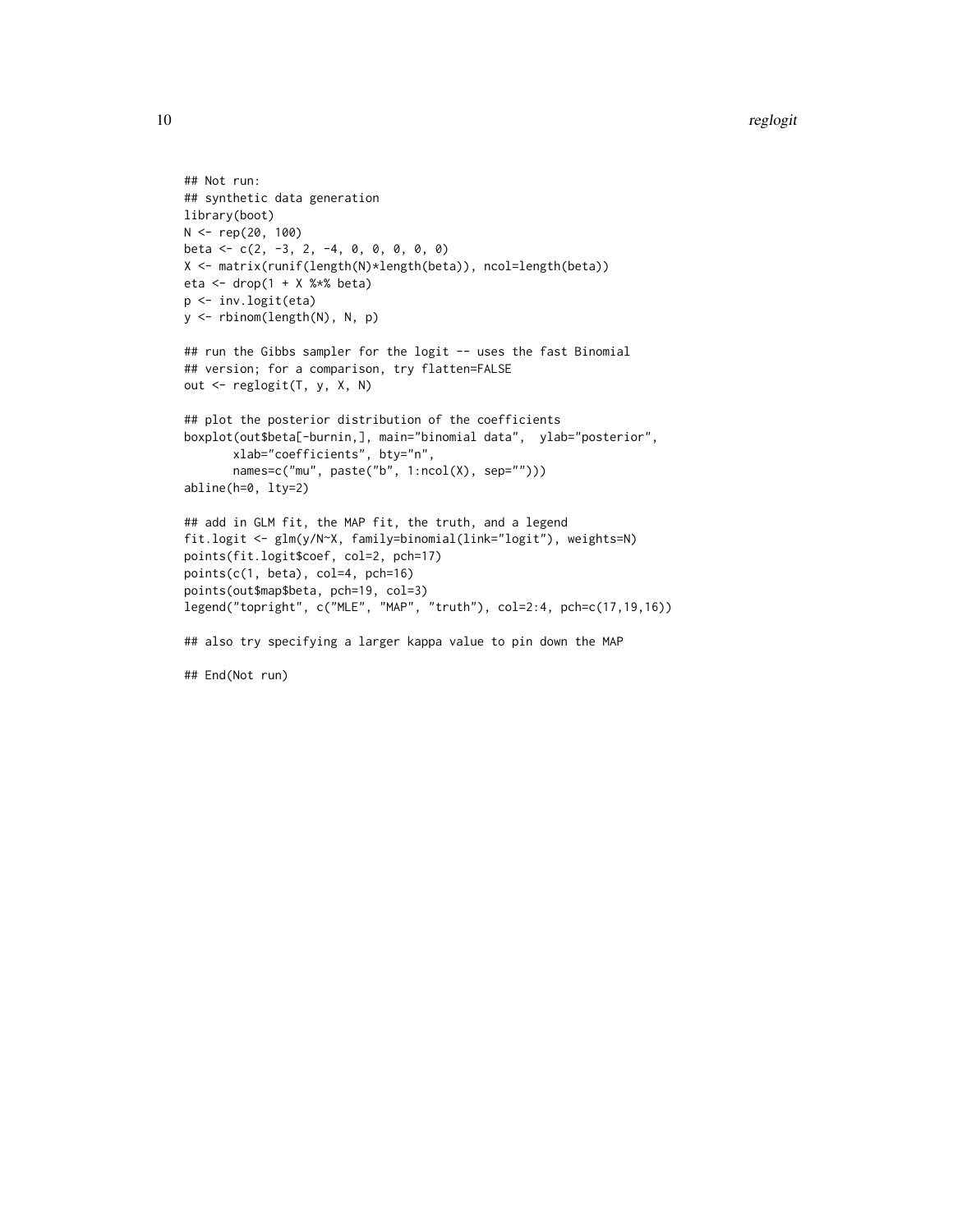```
## Not run:
## synthetic data generation
library(boot)
N <- rep(20, 100)
beta <- c(2, -3, 2, -4, 0, 0, 0, 0, 0)
X <- matrix(runif(length(N)*length(beta)), ncol=length(beta))
eta <- drop(1 + X %*% beta)
p <- inv.logit(eta)
y <- rbinom(length(N), N, p)

## run the Gibbs sampler for the logit -- uses the fast Binomial
## version; for a comparison, try flatten=FALSE
out <- reglogit(T, y, X, N)

## plot the posterior distribution of the coefficients
boxplot(out$beta[-burnin,], main="binomial data",  ylab="posterior",
       xlab="coefficients", bty="n",
       names=c("mu", paste("b", 1:ncol(X), sep="")))
abline(h=0, lty=2)

## add in GLM fit, the MAP fit, the truth, and a legend
fit.logit <- glm(y/N~X, family=binomial(link="logit"), weights=N)
points(fit.logit$coef, col=2, pch=17)
points(c(1, beta), col=4, pch=16)
points(out$map$beta, pch=19, col=3)
legend("topright", c("MLE", "MAP", "truth"), col=2:4, pch=c(17,19,16))

## also try specifying a larger kappa value to pin down the MAP

## End(Not run)
```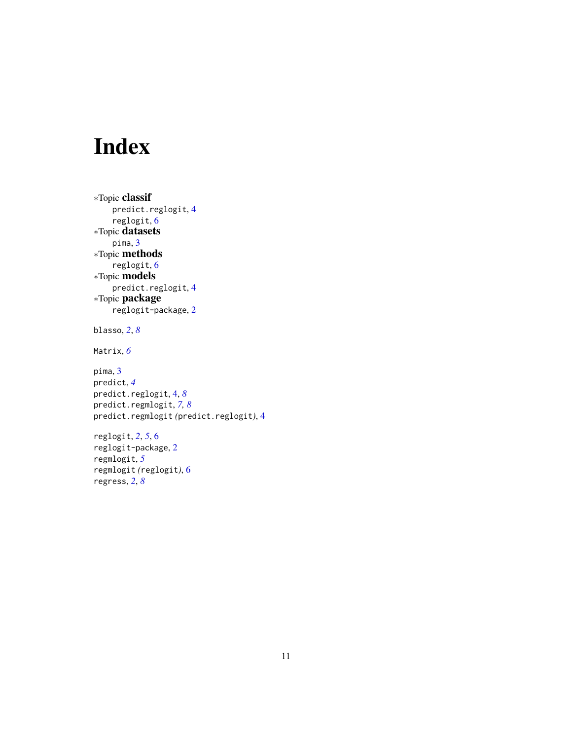# Index

*Topic **classif**
- predict.reglogit, 4
- reglogit, 6

*Topic **datasets**
- pima, 3

*Topic **methods**
- reglogit, 6

*Topic **models**
- predict.reglogit, 4

*Topic **package**
- reglogit-package, 2

blasso, *2*, *8*

Matrix, *6*

pima, 3
predict, *4*
predict.reglogit, 4, *8*
predict.regmlogit, *7, 8*
predict.regmlogit *(*predict.reglogit*)*, 4

reglogit, *2*, *5*, 6
reglogit-package, 2
regmlogit, *5*
regmlogit *(*reglogit*)*, 6
regress, *2*, *8*